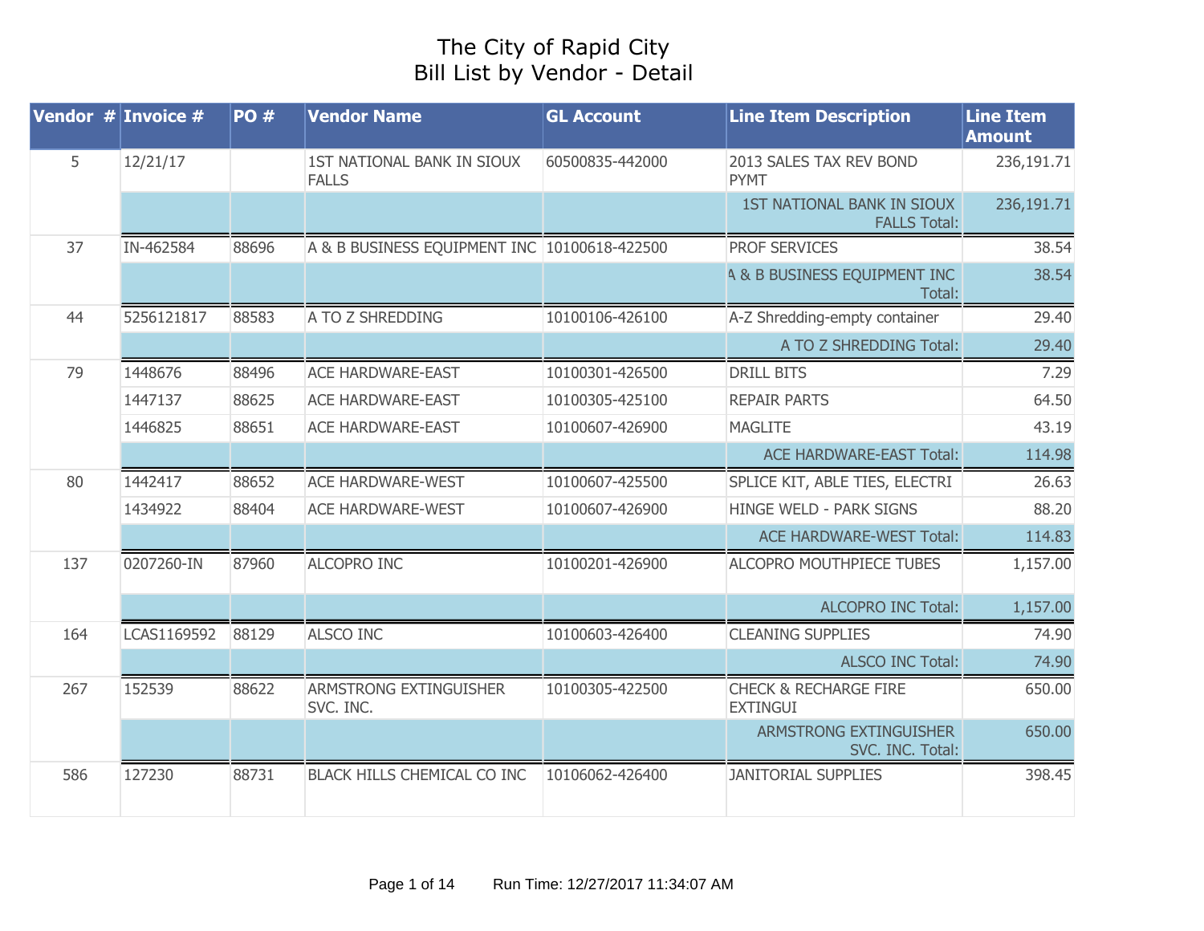# The City of Rapid City
## Bill List by Vendor - Detail

| Vendor # | Invoice # | PO # | Vendor Name | GL Account | Line Item Description | Line Item Amount |
|---|---|---|---|---|---|---|
| 5 | 12/21/17 | | 1ST NATIONAL BANK IN SIOUX FALLS | 60500835-442000 | 2013 SALES TAX REV BOND PYMT | 236,191.71 |
| | | | | | 1ST NATIONAL BANK IN SIOUX FALLS Total: | 236,191.71 |
| 37 | IN-462584 | 88696 | A & B BUSINESS EQUIPMENT INC | 10100618-422500 | PROF SERVICES | 38.54 |
| | | | | | A & B BUSINESS EQUIPMENT INC Total: | 38.54 |
| 44 | 5256121817 | 88583 | A TO Z SHREDDING | 10100106-426100 | A-Z Shredding-empty container | 29.40 |
| | | | | | A TO Z SHREDDING Total: | 29.40 |
| 79 | 1448676 | 88496 | ACE HARDWARE-EAST | 10100301-426500 | DRILL BITS | 7.29 |
| | 1447137 | 88625 | ACE HARDWARE-EAST | 10100305-425100 | REPAIR PARTS | 64.50 |
| | 1446825 | 88651 | ACE HARDWARE-EAST | 10100607-426900 | MAGLITE | 43.19 |
| | | | | | ACE HARDWARE-EAST Total: | 114.98 |
| 80 | 1442417 | 88652 | ACE HARDWARE-WEST | 10100607-425500 | SPLICE KIT, ABLE TIES, ELECTRI | 26.63 |
| | 1434922 | 88404 | ACE HARDWARE-WEST | 10100607-426900 | HINGE WELD - PARK SIGNS | 88.20 |
| | | | | | ACE HARDWARE-WEST Total: | 114.83 |
| 137 | 0207260-IN | 87960 | ALCOPRO INC | 10100201-426900 | ALCOPRO MOUTHPIECE TUBES | 1,157.00 |
| | | | | | ALCOPRO INC Total: | 1,157.00 |
| 164 | LCAS1169592 | 88129 | ALSCO INC | 10100603-426400 | CLEANING SUPPLIES | 74.90 |
| | | | | | ALSCO INC Total: | 74.90 |
| 267 | 152539 | 88622 | ARMSTRONG EXTINGUISHER SVC. INC. | 10100305-422500 | CHECK & RECHARGE FIRE EXTINGUI | 650.00 |
| | | | | | ARMSTRONG EXTINGUISHER SVC. INC. Total: | 650.00 |
| 586 | 127230 | 88731 | BLACK HILLS CHEMICAL CO INC | 10106062-426400 | JANITORIAL SUPPLIES | 398.45 |

Run Time: 12/27/2017 11:34:07 AM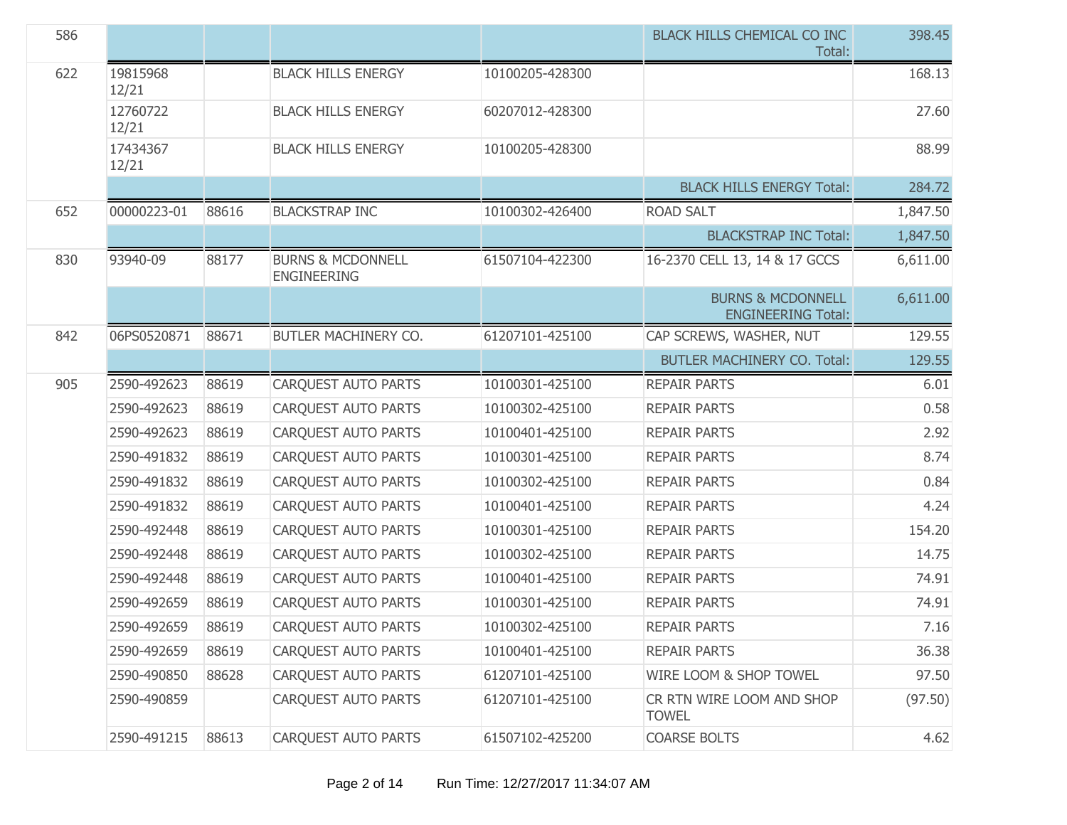| | | | | | | |
|---|---|---|---|---|---|---|
| 586 | | | | | BLACK HILLS CHEMICAL CO INC Total: | 398.45 |
| 622 | 19815968 12/21 | | BLACK HILLS ENERGY | 10100205-428300 | | 168.13 |
| | 12760722 12/21 | | BLACK HILLS ENERGY | 60207012-428300 | | 27.60 |
| | 17434367 12/21 | | BLACK HILLS ENERGY | 10100205-428300 | | 88.99 |
| | | | | | BLACK HILLS ENERGY Total: | 284.72 |
| 652 | 00000223-01 | 88616 | BLACKSTRAP INC | 10100302-426400 | ROAD SALT | 1,847.50 |
| | | | | | BLACKSTRAP INC Total: | 1,847.50 |
| 830 | 93940-09 | 88177 | BURNS & MCDONNELL ENGINEERING | 61507104-422300 | 16-2370 CELL 13, 14 & 17 GCCS | 6,611.00 |
| | | | | | BURNS & MCDONNELL ENGINEERING Total: | 6,611.00 |
| 842 | 06PS0520871 | 88671 | BUTLER MACHINERY CO. | 61207101-425100 | CAP SCREWS, WASHER, NUT | 129.55 |
| | | | | | BUTLER MACHINERY CO. Total: | 129.55 |
| 905 | 2590-492623 | 88619 | CARQUEST AUTO PARTS | 10100301-425100 | REPAIR PARTS | 6.01 |
| | 2590-492623 | 88619 | CARQUEST AUTO PARTS | 10100302-425100 | REPAIR PARTS | 0.58 |
| | 2590-492623 | 88619 | CARQUEST AUTO PARTS | 10100401-425100 | REPAIR PARTS | 2.92 |
| | 2590-491832 | 88619 | CARQUEST AUTO PARTS | 10100301-425100 | REPAIR PARTS | 8.74 |
| | 2590-491832 | 88619 | CARQUEST AUTO PARTS | 10100302-425100 | REPAIR PARTS | 0.84 |
| | 2590-491832 | 88619 | CARQUEST AUTO PARTS | 10100401-425100 | REPAIR PARTS | 4.24 |
| | 2590-492448 | 88619 | CARQUEST AUTO PARTS | 10100301-425100 | REPAIR PARTS | 154.20 |
| | 2590-492448 | 88619 | CARQUEST AUTO PARTS | 10100302-425100 | REPAIR PARTS | 14.75 |
| | 2590-492448 | 88619 | CARQUEST AUTO PARTS | 10100401-425100 | REPAIR PARTS | 74.91 |
| | 2590-492659 | 88619 | CARQUEST AUTO PARTS | 10100301-425100 | REPAIR PARTS | 74.91 |
| | 2590-492659 | 88619 | CARQUEST AUTO PARTS | 10100302-425100 | REPAIR PARTS | 7.16 |
| | 2590-492659 | 88619 | CARQUEST AUTO PARTS | 10100401-425100 | REPAIR PARTS | 36.38 |
| | 2590-490850 | 88628 | CARQUEST AUTO PARTS | 61207101-425100 | WIRE LOOM & SHOP TOWEL | 97.50 |
| | 2590-490859 | | CARQUEST AUTO PARTS | 61207101-425100 | CR RTN WIRE LOOM AND SHOP TOWEL | (97.50) |
| | 2590-491215 | 88613 | CARQUEST AUTO PARTS | 61507102-425200 | COARSE BOLTS | 4.62 |

Run Time: 12/27/2017 11:34:07 AM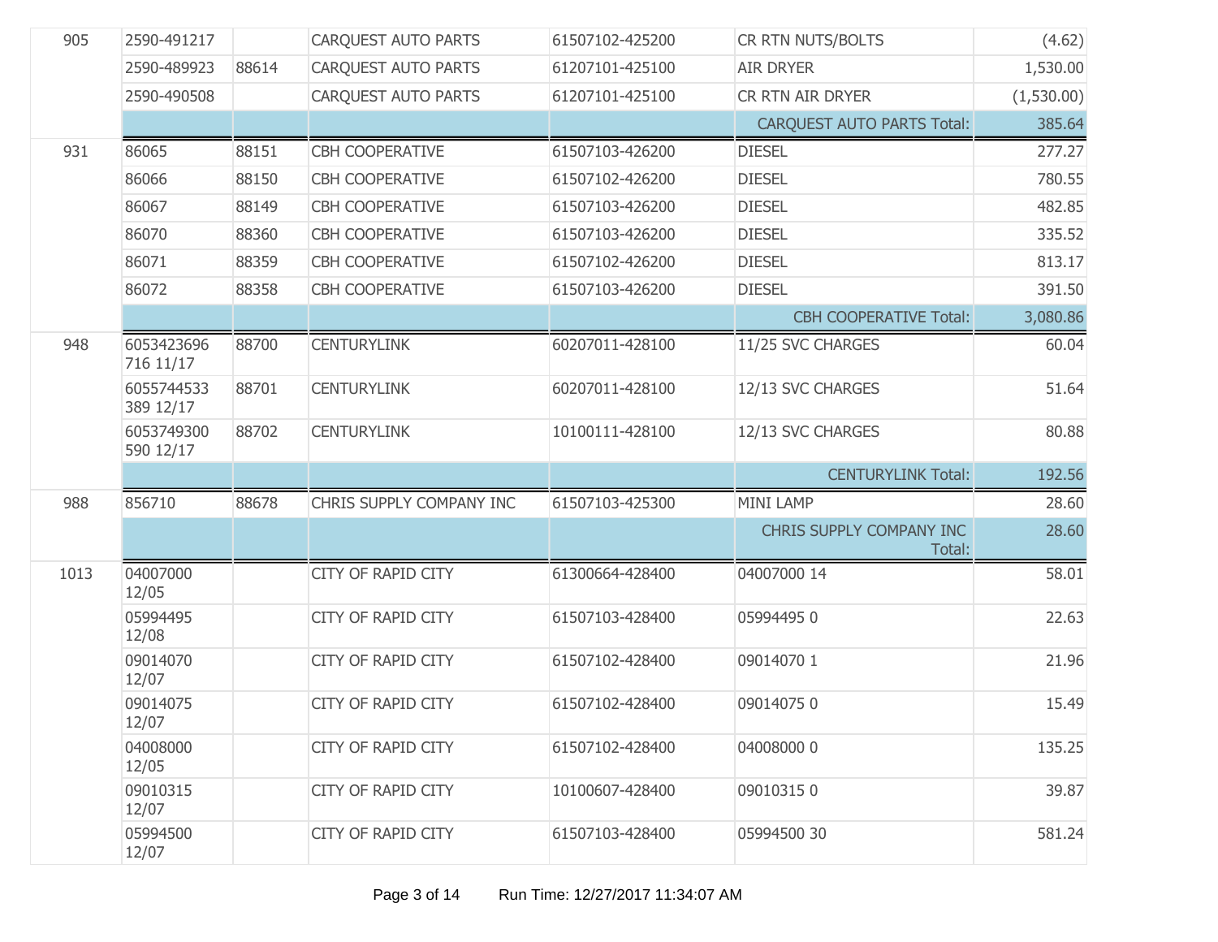| | | | | | | |
|---|---|---|---|---|---|---|
| 905 | 2590-491217 | | CARQUEST AUTO PARTS | 61507102-425200 | CR RTN NUTS/BOLTS | (4.62) |
| | 2590-489923 | 88614 | CARQUEST AUTO PARTS | 61207101-425100 | AIR DRYER | 1,530.00 |
| | 2590-490508 | | CARQUEST AUTO PARTS | 61207101-425100 | CR RTN AIR DRYER | (1,530.00) |
| | | | | | CARQUEST AUTO PARTS Total: | 385.64 |
| 931 | 86065 | 88151 | CBH COOPERATIVE | 61507103-426200 | DIESEL | 277.27 |
| | 86066 | 88150 | CBH COOPERATIVE | 61507102-426200 | DIESEL | 780.55 |
| | 86067 | 88149 | CBH COOPERATIVE | 61507103-426200 | DIESEL | 482.85 |
| | 86070 | 88360 | CBH COOPERATIVE | 61507103-426200 | DIESEL | 335.52 |
| | 86071 | 88359 | CBH COOPERATIVE | 61507102-426200 | DIESEL | 813.17 |
| | 86072 | 88358 | CBH COOPERATIVE | 61507103-426200 | DIESEL | 391.50 |
| | | | | | CBH COOPERATIVE Total: | 3,080.86 |
| 948 | 6053423696 716 11/17 | 88700 | CENTURYLINK | 60207011-428100 | 11/25 SVC CHARGES | 60.04 |
| | 6055744533 389 12/17 | 88701 | CENTURYLINK | 60207011-428100 | 12/13 SVC CHARGES | 51.64 |
| | 6053749300 590 12/17 | 88702 | CENTURYLINK | 10100111-428100 | 12/13 SVC CHARGES | 80.88 |
| | | | | | CENTURYLINK Total: | 192.56 |
| 988 | 856710 | 88678 | CHRIS SUPPLY COMPANY INC | 61507103-425300 | MINI LAMP | 28.60 |
| | | | | | CHRIS SUPPLY COMPANY INC Total: | 28.60 |
| 1013 | 04007000 12/05 | | CITY OF RAPID CITY | 61300664-428400 | 04007000 14 | 58.01 |
| | 05994495 12/08 | | CITY OF RAPID CITY | 61507103-428400 | 05994495 0 | 22.63 |
| | 09014070 12/07 | | CITY OF RAPID CITY | 61507102-428400 | 09014070 1 | 21.96 |
| | 09014075 12/07 | | CITY OF RAPID CITY | 61507102-428400 | 09014075 0 | 15.49 |
| | 04008000 12/05 | | CITY OF RAPID CITY | 61507102-428400 | 04008000 0 | 135.25 |
| | 09010315 12/07 | | CITY OF RAPID CITY | 10100607-428400 | 09010315 0 | 39.87 |
| | 05994500 12/07 | | CITY OF RAPID CITY | 61507103-428400 | 05994500 30 | 581.24 |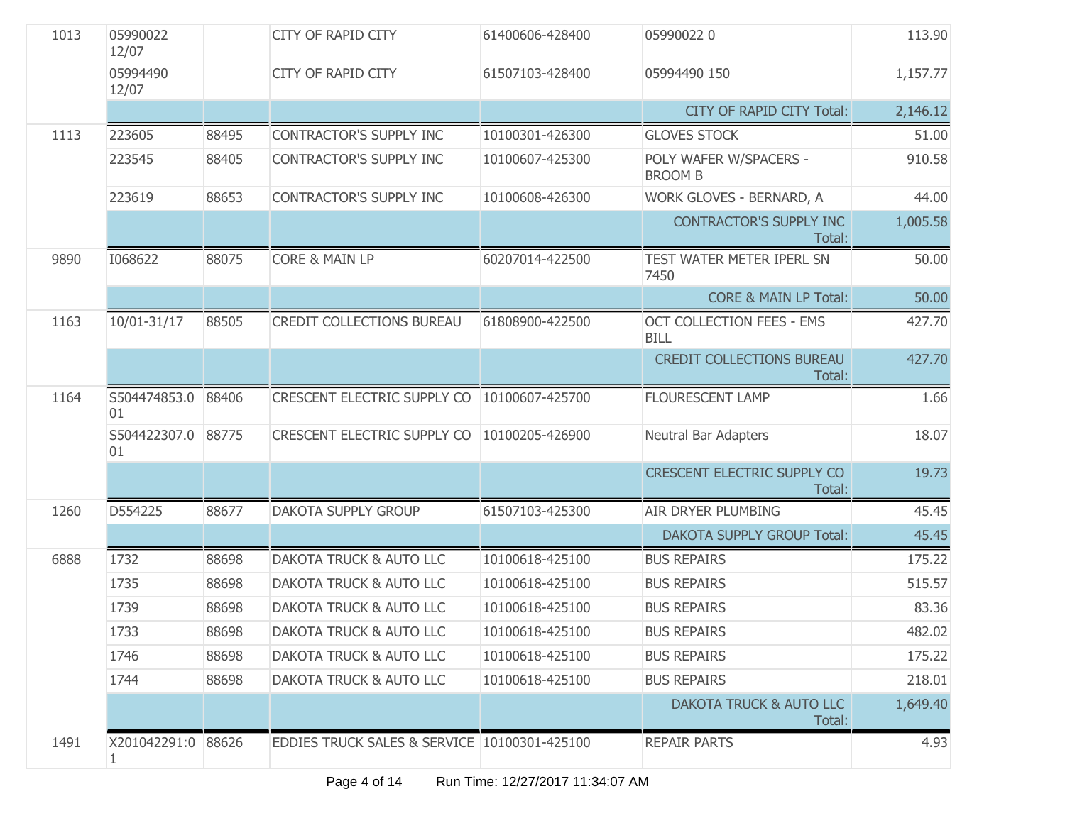| | | | | | | |
|---|---|---|---|---|---|---|
| 1013 | 05990022 12/07 | | CITY OF RAPID CITY | 61400606-428400 | 05990022 0 | 113.90 |
| | 05994490 12/07 | | CITY OF RAPID CITY | 61507103-428400 | 05994490 150 | 1,157.77 |
| | | | | | CITY OF RAPID CITY Total: | 2,146.12 |
| 1113 | 223605 | 88495 | CONTRACTOR'S SUPPLY INC | 10100301-426300 | GLOVES STOCK | 51.00 |
| | 223545 | 88405 | CONTRACTOR'S SUPPLY INC | 10100607-425300 | POLY WAFER W/SPACERS - BROOM B | 910.58 |
| | 223619 | 88653 | CONTRACTOR'S SUPPLY INC | 10100608-426300 | WORK GLOVES - BERNARD, A | 44.00 |
| | | | | | CONTRACTOR'S SUPPLY INC Total: | 1,005.58 |
| 9890 | I068622 | 88075 | CORE & MAIN LP | 60207014-422500 | TEST WATER METER IPERL SN 7450 | 50.00 |
| | | | | | CORE & MAIN LP Total: | 50.00 |
| 1163 | 10/01-31/17 | 88505 | CREDIT COLLECTIONS BUREAU | 61808900-422500 | OCT COLLECTION FEES - EMS BILL | 427.70 |
| | | | | | CREDIT COLLECTIONS BUREAU Total: | 427.70 |
| 1164 | S504474853.001 | 88406 | CRESCENT ELECTRIC SUPPLY CO | 10100607-425700 | FLOURESCENT LAMP | 1.66 |
| | S504422307.001 | 88775 | CRESCENT ELECTRIC SUPPLY CO | 10100205-426900 | Neutral Bar Adapters | 18.07 |
| | | | | | CRESCENT ELECTRIC SUPPLY CO Total: | 19.73 |
| 1260 | D554225 | 88677 | DAKOTA SUPPLY GROUP | 61507103-425300 | AIR DRYER PLUMBING | 45.45 |
| | | | | | DAKOTA SUPPLY GROUP Total: | 45.45 |
| 6888 | 1732 | 88698 | DAKOTA TRUCK & AUTO LLC | 10100618-425100 | BUS REPAIRS | 175.22 |
| | 1735 | 88698 | DAKOTA TRUCK & AUTO LLC | 10100618-425100 | BUS REPAIRS | 515.57 |
| | 1739 | 88698 | DAKOTA TRUCK & AUTO LLC | 10100618-425100 | BUS REPAIRS | 83.36 |
| | 1733 | 88698 | DAKOTA TRUCK & AUTO LLC | 10100618-425100 | BUS REPAIRS | 482.02 |
| | 1746 | 88698 | DAKOTA TRUCK & AUTO LLC | 10100618-425100 | BUS REPAIRS | 175.22 |
| | 1744 | 88698 | DAKOTA TRUCK & AUTO LLC | 10100618-425100 | BUS REPAIRS | 218.01 |
| | | | | | DAKOTA TRUCK & AUTO LLC Total: | 1,649.40 |
| 1491 | X201042291:01 | 88626 | EDDIES TRUCK SALES & SERVICE | 10100301-425100 | REPAIR PARTS | 4.93 |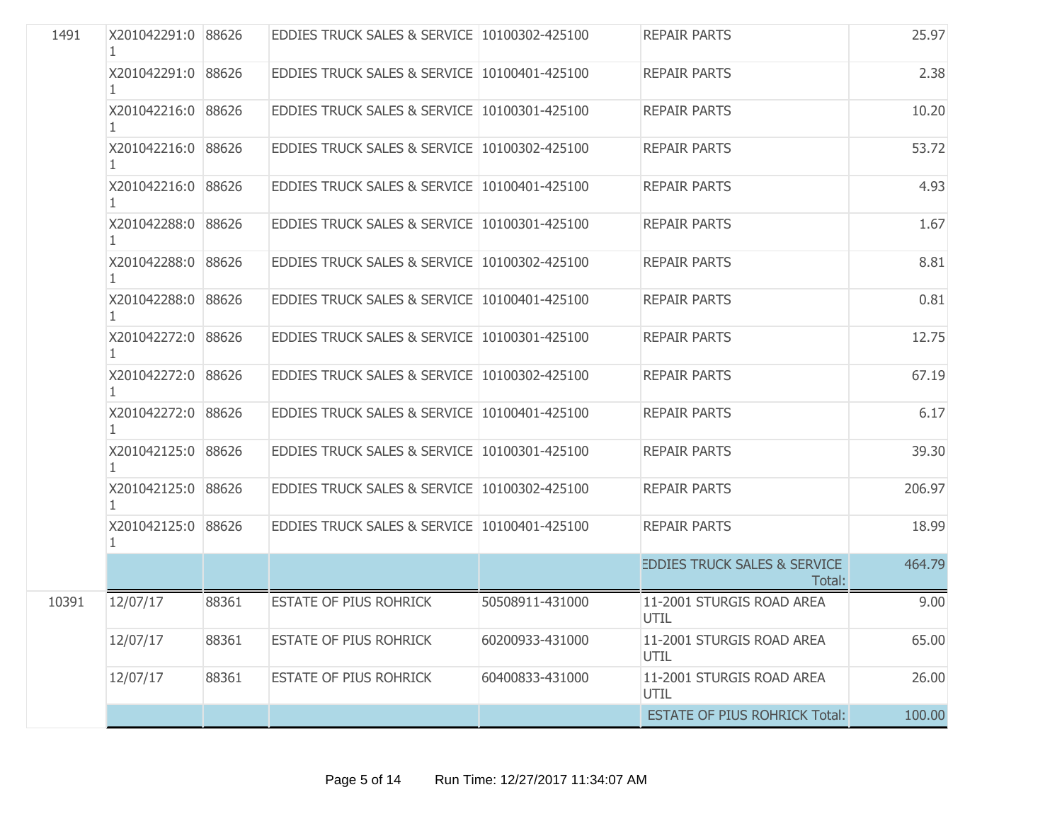| | | | | | | |
|---|---|---|---|---|---|---|
| 1491 | X201042291:01 | 88626 | EDDIES TRUCK SALES & SERVICE | 10100302-425100 | REPAIR PARTS | 25.97 |
| | X201042291:01 | 88626 | EDDIES TRUCK SALES & SERVICE | 10100401-425100 | REPAIR PARTS | 2.38 |
| | X201042216:01 | 88626 | EDDIES TRUCK SALES & SERVICE | 10100301-425100 | REPAIR PARTS | 10.20 |
| | X201042216:01 | 88626 | EDDIES TRUCK SALES & SERVICE | 10100302-425100 | REPAIR PARTS | 53.72 |
| | X201042216:01 | 88626 | EDDIES TRUCK SALES & SERVICE | 10100401-425100 | REPAIR PARTS | 4.93 |
| | X201042288:01 | 88626 | EDDIES TRUCK SALES & SERVICE | 10100301-425100 | REPAIR PARTS | 1.67 |
| | X201042288:01 | 88626 | EDDIES TRUCK SALES & SERVICE | 10100302-425100 | REPAIR PARTS | 8.81 |
| | X201042288:01 | 88626 | EDDIES TRUCK SALES & SERVICE | 10100401-425100 | REPAIR PARTS | 0.81 |
| | X201042272:01 | 88626 | EDDIES TRUCK SALES & SERVICE | 10100301-425100 | REPAIR PARTS | 12.75 |
| | X201042272:01 | 88626 | EDDIES TRUCK SALES & SERVICE | 10100302-425100 | REPAIR PARTS | 67.19 |
| | X201042272:01 | 88626 | EDDIES TRUCK SALES & SERVICE | 10100401-425100 | REPAIR PARTS | 6.17 |
| | X201042125:01 | 88626 | EDDIES TRUCK SALES & SERVICE | 10100301-425100 | REPAIR PARTS | 39.30 |
| | X201042125:01 | 88626 | EDDIES TRUCK SALES & SERVICE | 10100302-425100 | REPAIR PARTS | 206.97 |
| | X201042125:01 | 88626 | EDDIES TRUCK SALES & SERVICE | 10100401-425100 | REPAIR PARTS | 18.99 |
| | | | | | EDDIES TRUCK SALES & SERVICE Total: | 464.79 |
| 10391 | 12/07/17 | 88361 | ESTATE OF PIUS ROHRICK | 50508911-431000 | 11-2001 STURGIS ROAD AREA UTIL | 9.00 |
| | 12/07/17 | 88361 | ESTATE OF PIUS ROHRICK | 60200933-431000 | 11-2001 STURGIS ROAD AREA UTIL | 65.00 |
| | 12/07/17 | 88361 | ESTATE OF PIUS ROHRICK | 60400833-431000 | 11-2001 STURGIS ROAD AREA UTIL | 26.00 |
| | | | | | ESTATE OF PIUS ROHRICK Total: | 100.00 |

Run Time: 12/27/2017 11:34:07 AM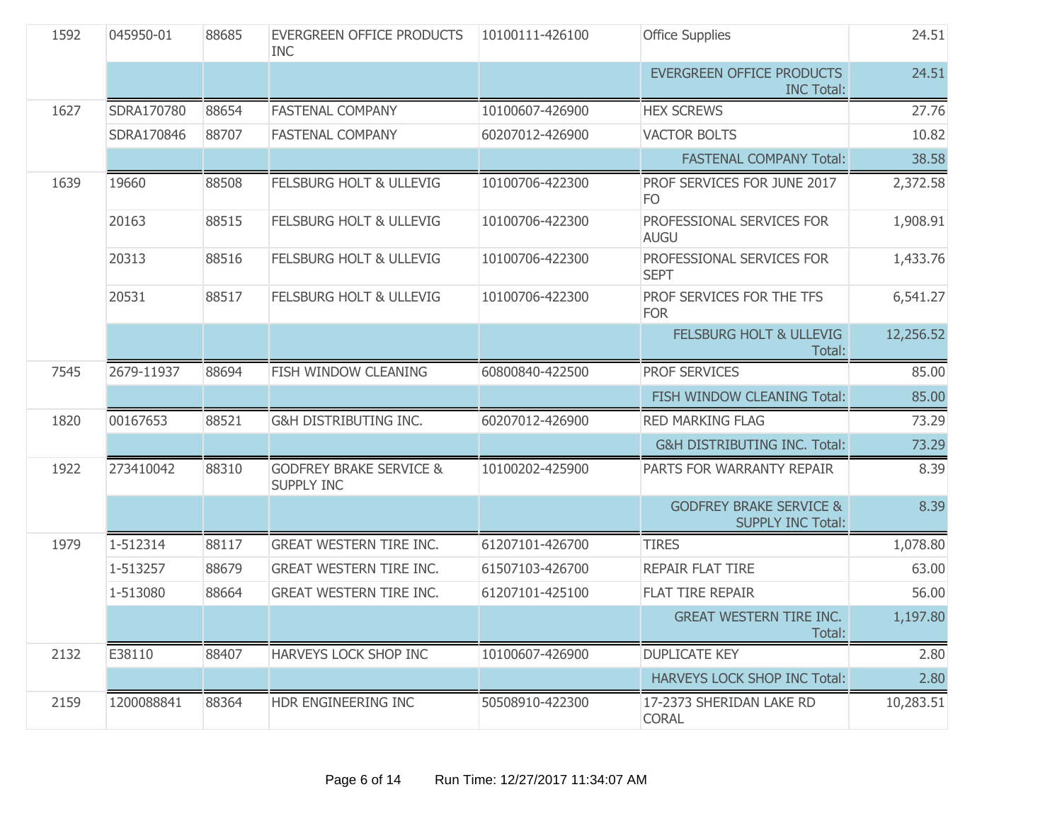| | | | | | | |
|---|---|---|---|---|---|---|
| 1592 | 045950-01 | 88685 | EVERGREEN OFFICE PRODUCTS INC | 10100111-426100 | Office Supplies | 24.51 |
| | | | | | EVERGREEN OFFICE PRODUCTS INC Total: | 24.51 |
| 1627 | SDRA170780 | 88654 | FASTENAL COMPANY | 10100607-426900 | HEX SCREWS | 27.76 |
| | SDRA170846 | 88707 | FASTENAL COMPANY | 60207012-426900 | VACTOR BOLTS | 10.82 |
| | | | | | FASTENAL COMPANY Total: | 38.58 |
| 1639 | 19660 | 88508 | FELSBURG HOLT & ULLEVIG | 10100706-422300 | PROF SERVICES FOR JUNE 2017 FO | 2,372.58 |
| | 20163 | 88515 | FELSBURG HOLT & ULLEVIG | 10100706-422300 | PROFESSIONAL SERVICES FOR AUGU | 1,908.91 |
| | 20313 | 88516 | FELSBURG HOLT & ULLEVIG | 10100706-422300 | PROFESSIONAL SERVICES FOR SEPT | 1,433.76 |
| | 20531 | 88517 | FELSBURG HOLT & ULLEVIG | 10100706-422300 | PROF SERVICES FOR THE TFS FOR | 6,541.27 |
| | | | | | FELSBURG HOLT & ULLEVIG Total: | 12,256.52 |
| 7545 | 2679-11937 | 88694 | FISH WINDOW CLEANING | 60800840-422500 | PROF SERVICES | 85.00 |
| | | | | | FISH WINDOW CLEANING Total: | 85.00 |
| 1820 | 00167653 | 88521 | G&H DISTRIBUTING INC. | 60207012-426900 | RED MARKING FLAG | 73.29 |
| | | | | | G&H DISTRIBUTING INC. Total: | 73.29 |
| 1922 | 273410042 | 88310 | GODFREY BRAKE SERVICE & SUPPLY INC | 10100202-425900 | PARTS FOR WARRANTY REPAIR | 8.39 |
| | | | | | GODFREY BRAKE SERVICE & SUPPLY INC Total: | 8.39 |
| 1979 | 1-512314 | 88117 | GREAT WESTERN TIRE INC. | 61207101-426700 | TIRES | 1,078.80 |
| | 1-513257 | 88679 | GREAT WESTERN TIRE INC. | 61507103-426700 | REPAIR FLAT TIRE | 63.00 |
| | 1-513080 | 88664 | GREAT WESTERN TIRE INC. | 61207101-425100 | FLAT TIRE REPAIR | 56.00 |
| | | | | | GREAT WESTERN TIRE INC. Total: | 1,197.80 |
| 2132 | E38110 | 88407 | HARVEYS LOCK SHOP INC | 10100607-426900 | DUPLICATE KEY | 2.80 |
| | | | | | HARVEYS LOCK SHOP INC Total: | 2.80 |
| 2159 | 1200088841 | 88364 | HDR ENGINEERING INC | 50508910-422300 | 17-2373 SHERIDAN LAKE RD CORAL | 10,283.51 |

Run Time: 12/27/2017 11:34:07 AM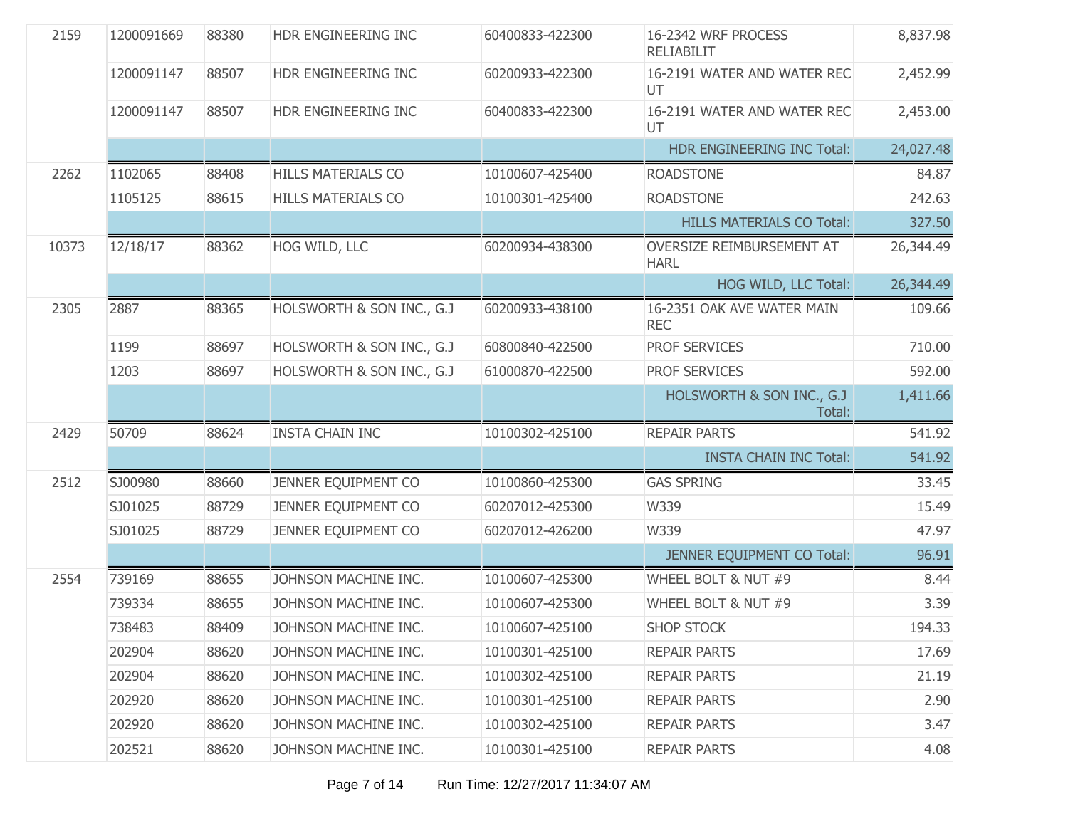| | | | | | | |
|---|---|---|---|---|---|---|
| 2159 | 1200091669 | 88380 | HDR ENGINEERING INC | 60400833-422300 | 16-2342 WRF PROCESS RELIABILIT | 8,837.98 |
| | 1200091147 | 88507 | HDR ENGINEERING INC | 60200933-422300 | 16-2191 WATER AND WATER REC UT | 2,452.99 |
| | 1200091147 | 88507 | HDR ENGINEERING INC | 60400833-422300 | 16-2191 WATER AND WATER REC UT | 2,453.00 |
| | | | | | HDR ENGINEERING INC Total: | 24,027.48 |
| 2262 | 1102065 | 88408 | HILLS MATERIALS CO | 10100607-425400 | ROADSTONE | 84.87 |
| | 1105125 | 88615 | HILLS MATERIALS CO | 10100301-425400 | ROADSTONE | 242.63 |
| | | | | | HILLS MATERIALS CO Total: | 327.50 |
| 10373 | 12/18/17 | 88362 | HOG WILD, LLC | 60200934-438300 | OVERSIZE REIMBURSEMENT AT HARL | 26,344.49 |
| | | | | | HOG WILD, LLC Total: | 26,344.49 |
| 2305 | 2887 | 88365 | HOLSWORTH & SON INC., G.J | 60200933-438100 | 16-2351 OAK AVE WATER MAIN REC | 109.66 |
| | 1199 | 88697 | HOLSWORTH & SON INC., G.J | 60800840-422500 | PROF SERVICES | 710.00 |
| | 1203 | 88697 | HOLSWORTH & SON INC., G.J | 61000870-422500 | PROF SERVICES | 592.00 |
| | | | | | HOLSWORTH & SON INC., G.J Total: | 1,411.66 |
| 2429 | 50709 | 88624 | INSTA CHAIN INC | 10100302-425100 | REPAIR PARTS | 541.92 |
| | | | | | INSTA CHAIN INC Total: | 541.92 |
| 2512 | SJ00980 | 88660 | JENNER EQUIPMENT CO | 10100860-425300 | GAS SPRING | 33.45 |
| | SJ01025 | 88729 | JENNER EQUIPMENT CO | 60207012-425300 | W339 | 15.49 |
| | SJ01025 | 88729 | JENNER EQUIPMENT CO | 60207012-426200 | W339 | 47.97 |
| | | | | | JENNER EQUIPMENT CO Total: | 96.91 |
| 2554 | 739169 | 88655 | JOHNSON MACHINE INC. | 10100607-425300 | WHEEL BOLT & NUT #9 | 8.44 |
| | 739334 | 88655 | JOHNSON MACHINE INC. | 10100607-425300 | WHEEL BOLT & NUT #9 | 3.39 |
| | 738483 | 88409 | JOHNSON MACHINE INC. | 10100607-425100 | SHOP STOCK | 194.33 |
| | 202904 | 88620 | JOHNSON MACHINE INC. | 10100301-425100 | REPAIR PARTS | 17.69 |
| | 202904 | 88620 | JOHNSON MACHINE INC. | 10100302-425100 | REPAIR PARTS | 21.19 |
| | 202920 | 88620 | JOHNSON MACHINE INC. | 10100301-425100 | REPAIR PARTS | 2.90 |
| | 202920 | 88620 | JOHNSON MACHINE INC. | 10100302-425100 | REPAIR PARTS | 3.47 |
| | 202521 | 88620 | JOHNSON MACHINE INC. | 10100301-425100 | REPAIR PARTS | 4.08 |

Run Time: 12/27/2017 11:34:07 AM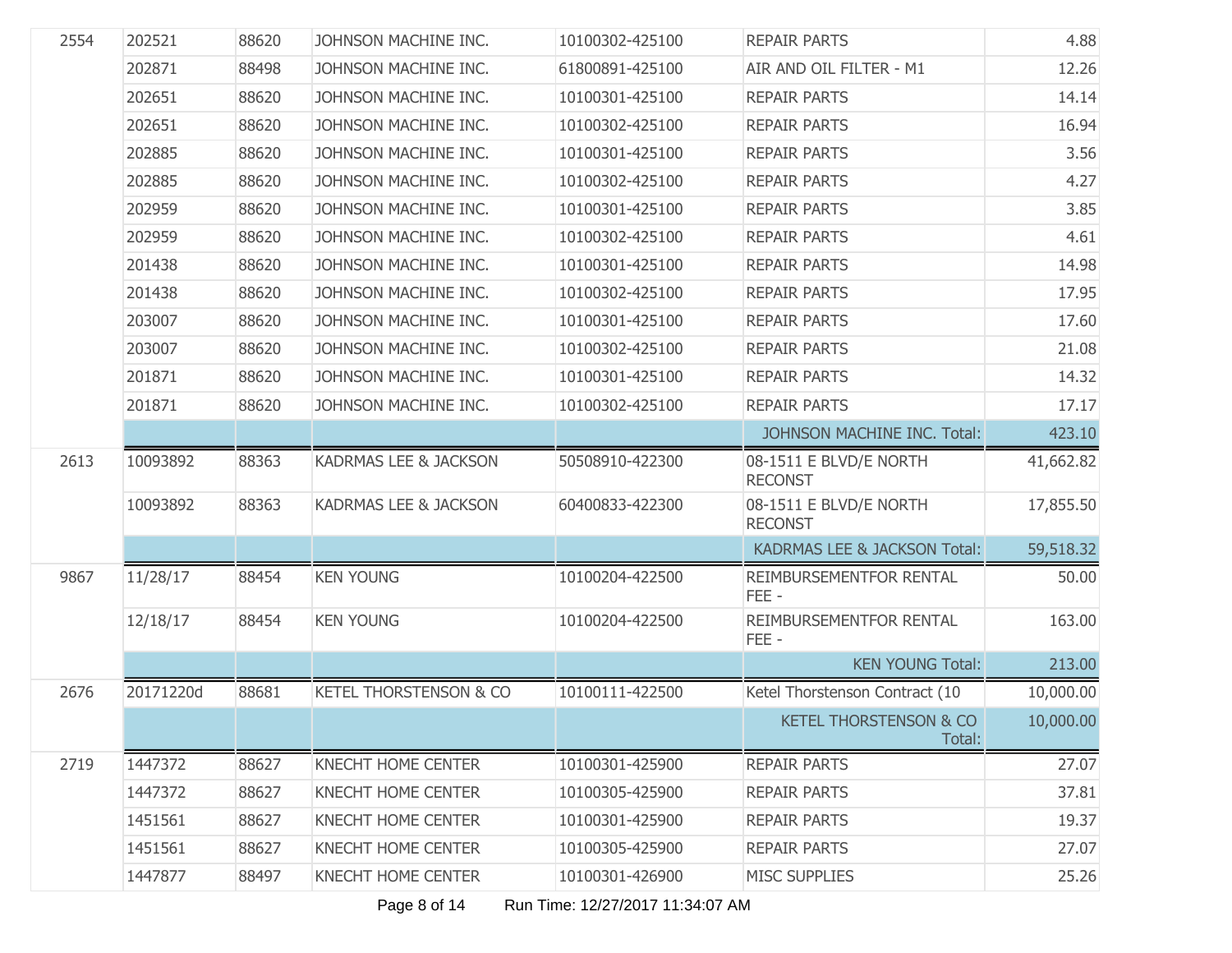| | | | | | | |
|---|---|---|---|---|---|---|
| 2554 | 202521 | 88620 | JOHNSON MACHINE INC. | 10100302-425100 | REPAIR PARTS | 4.88 |
| | 202871 | 88498 | JOHNSON MACHINE INC. | 61800891-425100 | AIR AND OIL FILTER - M1 | 12.26 |
| | 202651 | 88620 | JOHNSON MACHINE INC. | 10100301-425100 | REPAIR PARTS | 14.14 |
| | 202651 | 88620 | JOHNSON MACHINE INC. | 10100302-425100 | REPAIR PARTS | 16.94 |
| | 202885 | 88620 | JOHNSON MACHINE INC. | 10100301-425100 | REPAIR PARTS | 3.56 |
| | 202885 | 88620 | JOHNSON MACHINE INC. | 10100302-425100 | REPAIR PARTS | 4.27 |
| | 202959 | 88620 | JOHNSON MACHINE INC. | 10100301-425100 | REPAIR PARTS | 3.85 |
| | 202959 | 88620 | JOHNSON MACHINE INC. | 10100302-425100 | REPAIR PARTS | 4.61 |
| | 201438 | 88620 | JOHNSON MACHINE INC. | 10100301-425100 | REPAIR PARTS | 14.98 |
| | 201438 | 88620 | JOHNSON MACHINE INC. | 10100302-425100 | REPAIR PARTS | 17.95 |
| | 203007 | 88620 | JOHNSON MACHINE INC. | 10100301-425100 | REPAIR PARTS | 17.60 |
| | 203007 | 88620 | JOHNSON MACHINE INC. | 10100302-425100 | REPAIR PARTS | 21.08 |
| | 201871 | 88620 | JOHNSON MACHINE INC. | 10100301-425100 | REPAIR PARTS | 14.32 |
| | 201871 | 88620 | JOHNSON MACHINE INC. | 10100302-425100 | REPAIR PARTS | 17.17 |
| | | | | | JOHNSON MACHINE INC. Total: | 423.10 |
| 2613 | 10093892 | 88363 | KADRMAS LEE & JACKSON | 50508910-422300 | 08-1511 E BLVD/E NORTH RECONST | 41,662.82 |
| | 10093892 | 88363 | KADRMAS LEE & JACKSON | 60400833-422300 | 08-1511 E BLVD/E NORTH RECONST | 17,855.50 |
| | | | | | KADRMAS LEE & JACKSON Total: | 59,518.32 |
| 9867 | 11/28/17 | 88454 | KEN YOUNG | 10100204-422500 | REIMBURSEMENTFOR RENTAL FEE - | 50.00 |
| | 12/18/17 | 88454 | KEN YOUNG | 10100204-422500 | REIMBURSEMENTFOR RENTAL FEE - | 163.00 |
| | | | | | KEN YOUNG Total: | 213.00 |
| 2676 | 20171220d | 88681 | KETEL THORSTENSON & CO | 10100111-422500 | Ketel Thorstenson Contract (10 | 10,000.00 |
| | | | | | KETEL THORSTENSON & CO Total: | 10,000.00 |
| 2719 | 1447372 | 88627 | KNECHT HOME CENTER | 10100301-425900 | REPAIR PARTS | 27.07 |
| | 1447372 | 88627 | KNECHT HOME CENTER | 10100305-425900 | REPAIR PARTS | 37.81 |
| | 1451561 | 88627 | KNECHT HOME CENTER | 10100301-425900 | REPAIR PARTS | 19.37 |
| | 1451561 | 88627 | KNECHT HOME CENTER | 10100305-425900 | REPAIR PARTS | 27.07 |
| | 1447877 | 88497 | KNECHT HOME CENTER | 10100301-426900 | MISC SUPPLIES | 25.26 |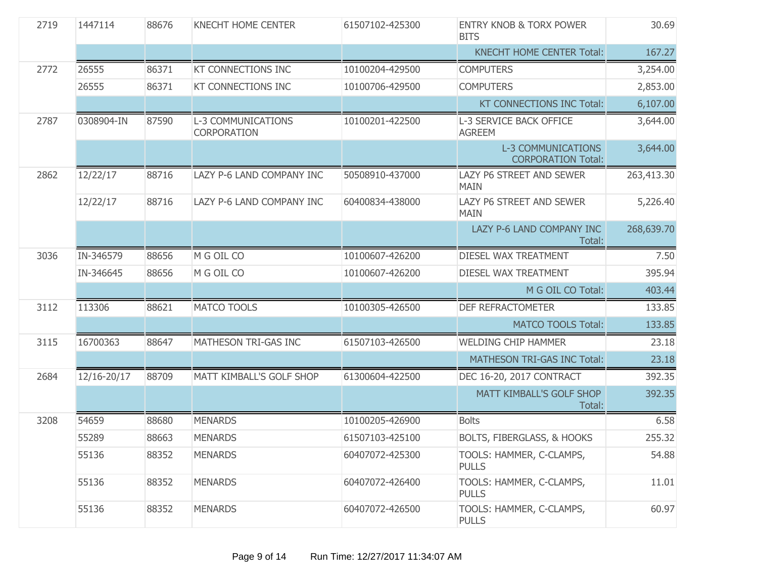| | | | | | | |
|---|---|---|---|---|---|---|
| 2719 | 1447114 | 88676 | KNECHT HOME CENTER | 61507102-425300 | ENTRY KNOB & TORX POWER BITS | 30.69 |
| | | | | | KNECHT HOME CENTER Total: | 167.27 |
| 2772 | 26555 | 86371 | KT CONNECTIONS INC | 10100204-429500 | COMPUTERS | 3,254.00 |
| | 26555 | 86371 | KT CONNECTIONS INC | 10100706-429500 | COMPUTERS | 2,853.00 |
| | | | | | KT CONNECTIONS INC Total: | 6,107.00 |
| 2787 | 0308904-IN | 87590 | L-3 COMMUNICATIONS CORPORATION | 10100201-422500 | L-3 SERVICE BACK OFFICE AGREEM | 3,644.00 |
| | | | | | L-3 COMMUNICATIONS CORPORATION Total: | 3,644.00 |
| 2862 | 12/22/17 | 88716 | LAZY P-6 LAND COMPANY INC | 50508910-437000 | LAZY P6 STREET AND SEWER MAIN | 263,413.30 |
| | 12/22/17 | 88716 | LAZY P-6 LAND COMPANY INC | 60400834-438000 | LAZY P6 STREET AND SEWER MAIN | 5,226.40 |
| | | | | | LAZY P-6 LAND COMPANY INC Total: | 268,639.70 |
| 3036 | IN-346579 | 88656 | M G OIL CO | 10100607-426200 | DIESEL WAX TREATMENT | 7.50 |
| | IN-346645 | 88656 | M G OIL CO | 10100607-426200 | DIESEL WAX TREATMENT | 395.94 |
| | | | | | M G OIL CO Total: | 403.44 |
| 3112 | 113306 | 88621 | MATCO TOOLS | 10100305-426500 | DEF REFRACTOMETER | 133.85 |
| | | | | | MATCO TOOLS Total: | 133.85 |
| 3115 | 16700363 | 88647 | MATHESON TRI-GAS INC | 61507103-426500 | WELDING CHIP HAMMER | 23.18 |
| | | | | | MATHESON TRI-GAS INC Total: | 23.18 |
| 2684 | 12/16-20/17 | 88709 | MATT KIMBALL'S GOLF SHOP | 61300604-422500 | DEC 16-20, 2017 CONTRACT | 392.35 |
| | | | | | MATT KIMBALL'S GOLF SHOP Total: | 392.35 |
| 3208 | 54659 | 88680 | MENARDS | 10100205-426900 | Bolts | 6.58 |
| | 55289 | 88663 | MENARDS | 61507103-425100 | BOLTS, FIBERGLASS, & HOOKS | 255.32 |
| | 55136 | 88352 | MENARDS | 60407072-425300 | TOOLS: HAMMER, C-CLAMPS, PULLS | 54.88 |
| | 55136 | 88352 | MENARDS | 60407072-426400 | TOOLS: HAMMER, C-CLAMPS, PULLS | 11.01 |
| | 55136 | 88352 | MENARDS | 60407072-426500 | TOOLS: HAMMER, C-CLAMPS, PULLS | 60.97 |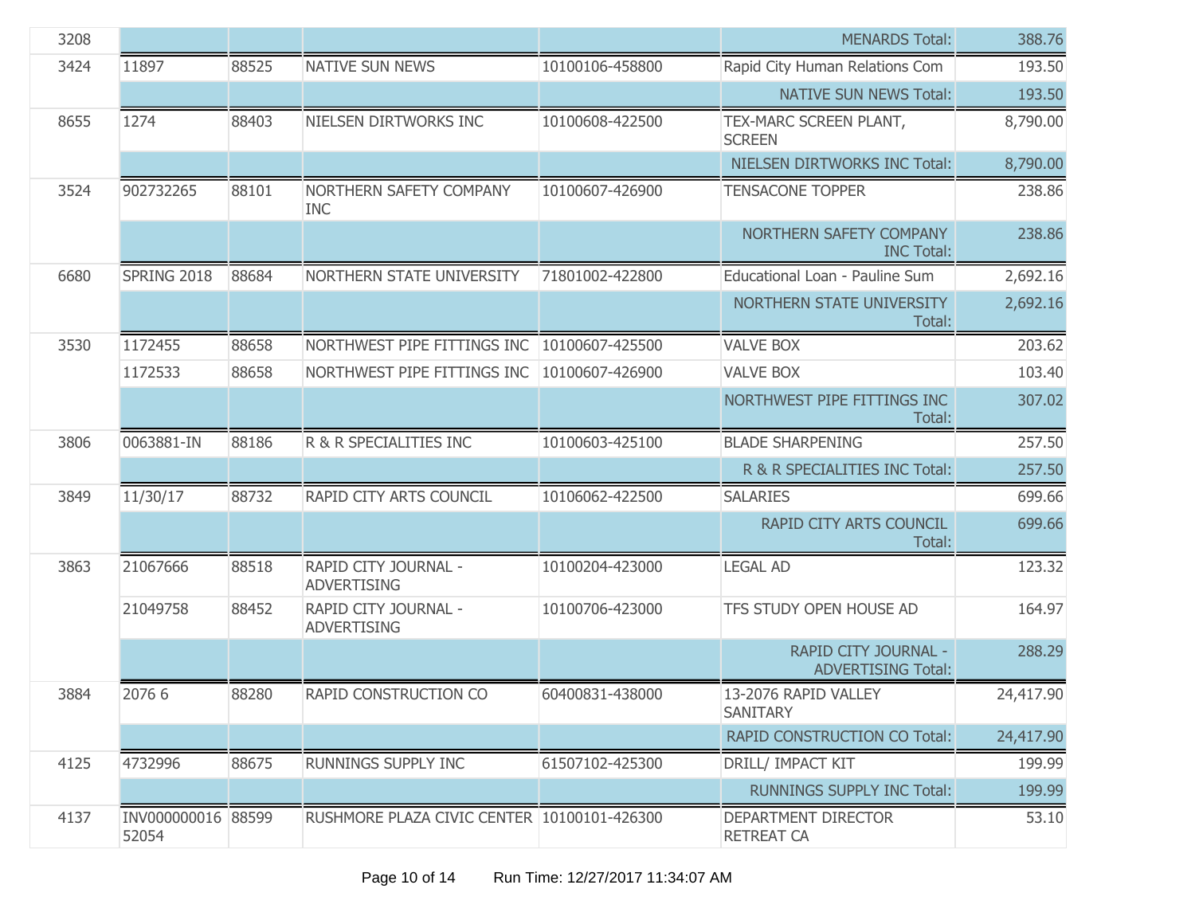| | | | | | | |
|---|---|---|---|---|---|---|
| 3208 | | | | | MENARDS Total: | 388.76 |
| 3424 | 11897 | 88525 | NATIVE SUN NEWS | 10100106-458800 | Rapid City Human Relations Com | 193.50 |
| | | | | | NATIVE SUN NEWS Total: | 193.50 |
| 8655 | 1274 | 88403 | NIELSEN DIRTWORKS INC | 10100608-422500 | TEX-MARC SCREEN PLANT, SCREEN | 8,790.00 |
| | | | | | NIELSEN DIRTWORKS INC Total: | 8,790.00 |
| 3524 | 902732265 | 88101 | NORTHERN SAFETY COMPANY INC | 10100607-426900 | TENSACONE TOPPER | 238.86 |
| | | | | | NORTHERN SAFETY COMPANY INC Total: | 238.86 |
| 6680 | SPRING 2018 | 88684 | NORTHERN STATE UNIVERSITY | 71801002-422800 | Educational Loan - Pauline Sum | 2,692.16 |
| | | | | | NORTHERN STATE UNIVERSITY Total: | 2,692.16 |
| 3530 | 1172455 | 88658 | NORTHWEST PIPE FITTINGS INC | 10100607-425500 | VALVE BOX | 203.62 |
| | 1172533 | 88658 | NORTHWEST PIPE FITTINGS INC | 10100607-426900 | VALVE BOX | 103.40 |
| | | | | | NORTHWEST PIPE FITTINGS INC Total: | 307.02 |
| 3806 | 0063881-IN | 88186 | R & R SPECIALITIES INC | 10100603-425100 | BLADE SHARPENING | 257.50 |
| | | | | | R & R SPECIALITIES INC Total: | 257.50 |
| 3849 | 11/30/17 | 88732 | RAPID CITY ARTS COUNCIL | 10106062-422500 | SALARIES | 699.66 |
| | | | | | RAPID CITY ARTS COUNCIL Total: | 699.66 |
| 3863 | 21067666 | 88518 | RAPID CITY JOURNAL - ADVERTISING | 10100204-423000 | LEGAL AD | 123.32 |
| | 21049758 | 88452 | RAPID CITY JOURNAL - ADVERTISING | 10100706-423000 | TFS STUDY OPEN HOUSE AD | 164.97 |
| | | | | | RAPID CITY JOURNAL - ADVERTISING Total: | 288.29 |
| 3884 | 2076 6 | 88280 | RAPID CONSTRUCTION CO | 60400831-438000 | 13-2076 RAPID VALLEY SANITARY | 24,417.90 |
| | | | | | RAPID CONSTRUCTION CO Total: | 24,417.90 |
| 4125 | 4732996 | 88675 | RUNNINGS SUPPLY INC | 61507102-425300 | DRILL/ IMPACT KIT | 199.99 |
| | | | | | RUNNINGS SUPPLY INC Total: | 199.99 |
| 4137 | INV000000016 52054 | 88599 | RUSHMORE PLAZA CIVIC CENTER | 10100101-426300 | DEPARTMENT DIRECTOR RETREAT CA | 53.10 |

Run Time: 12/27/2017 11:34:07 AM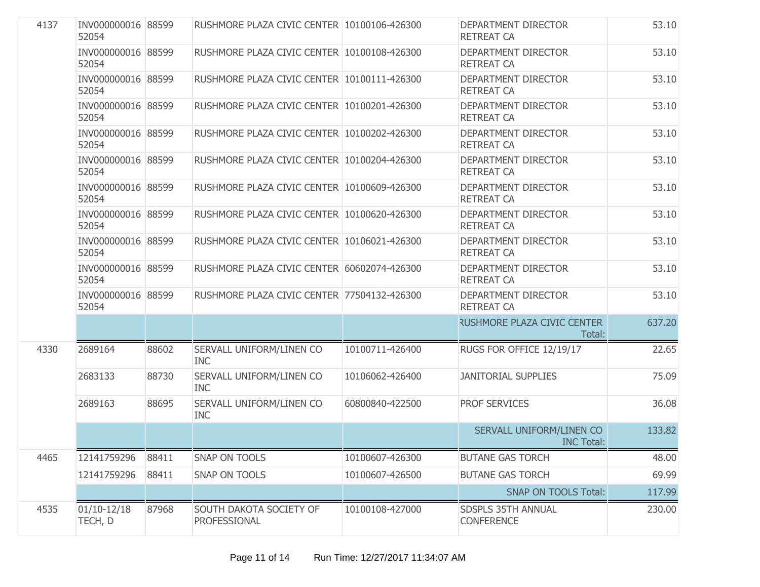| | | | | | | |
|---|---|---|---|---|---|---|
| 4137 | INV00000001652054 | 88599 | RUSHMORE PLAZA CIVIC CENTER | 10100106-426300 | DEPARTMENT DIRECTOR RETREAT CA | 53.10 |
| | INV00000001652054 | 88599 | RUSHMORE PLAZA CIVIC CENTER | 10100108-426300 | DEPARTMENT DIRECTOR RETREAT CA | 53.10 |
| | INV00000001652054 | 88599 | RUSHMORE PLAZA CIVIC CENTER | 10100111-426300 | DEPARTMENT DIRECTOR RETREAT CA | 53.10 |
| | INV00000001652054 | 88599 | RUSHMORE PLAZA CIVIC CENTER | 10100201-426300 | DEPARTMENT DIRECTOR RETREAT CA | 53.10 |
| | INV00000001652054 | 88599 | RUSHMORE PLAZA CIVIC CENTER | 10100202-426300 | DEPARTMENT DIRECTOR RETREAT CA | 53.10 |
| | INV00000001652054 | 88599 | RUSHMORE PLAZA CIVIC CENTER | 10100204-426300 | DEPARTMENT DIRECTOR RETREAT CA | 53.10 |
| | INV00000001652054 | 88599 | RUSHMORE PLAZA CIVIC CENTER | 10100609-426300 | DEPARTMENT DIRECTOR RETREAT CA | 53.10 |
| | INV00000001652054 | 88599 | RUSHMORE PLAZA CIVIC CENTER | 10100620-426300 | DEPARTMENT DIRECTOR RETREAT CA | 53.10 |
| | INV00000001652054 | 88599 | RUSHMORE PLAZA CIVIC CENTER | 10106021-426300 | DEPARTMENT DIRECTOR RETREAT CA | 53.10 |
| | INV00000001652054 | 88599 | RUSHMORE PLAZA CIVIC CENTER | 60602074-426300 | DEPARTMENT DIRECTOR RETREAT CA | 53.10 |
| | INV00000001652054 | 88599 | RUSHMORE PLAZA CIVIC CENTER | 77504132-426300 | DEPARTMENT DIRECTOR RETREAT CA | 53.10 |
| | | | | | RUSHMORE PLAZA CIVIC CENTER Total: | 637.20 |
| 4330 | 2689164 | 88602 | SERVALL UNIFORM/LINEN CO INC | 10100711-426400 | RUGS FOR OFFICE 12/19/17 | 22.65 |
| | 2683133 | 88730 | SERVALL UNIFORM/LINEN CO INC | 10106062-426400 | JANITORIAL SUPPLIES | 75.09 |
| | 2689163 | 88695 | SERVALL UNIFORM/LINEN CO INC | 60800840-422500 | PROF SERVICES | 36.08 |
| | | | | | SERVALL UNIFORM/LINEN CO INC Total: | 133.82 |
| 4465 | 12141759296 | 88411 | SNAP ON TOOLS | 10100607-426300 | BUTANE GAS TORCH | 48.00 |
| | 12141759296 | 88411 | SNAP ON TOOLS | 10100607-426500 | BUTANE GAS TORCH | 69.99 |
| | | | | | SNAP ON TOOLS Total: | 117.99 |
| 4535 | 01/10-12/18 TECH, D | 87968 | SOUTH DAKOTA SOCIETY OF PROFESSIONAL | 10100108-427000 | SDSPLS 35TH ANNUAL CONFERENCE | 230.00 |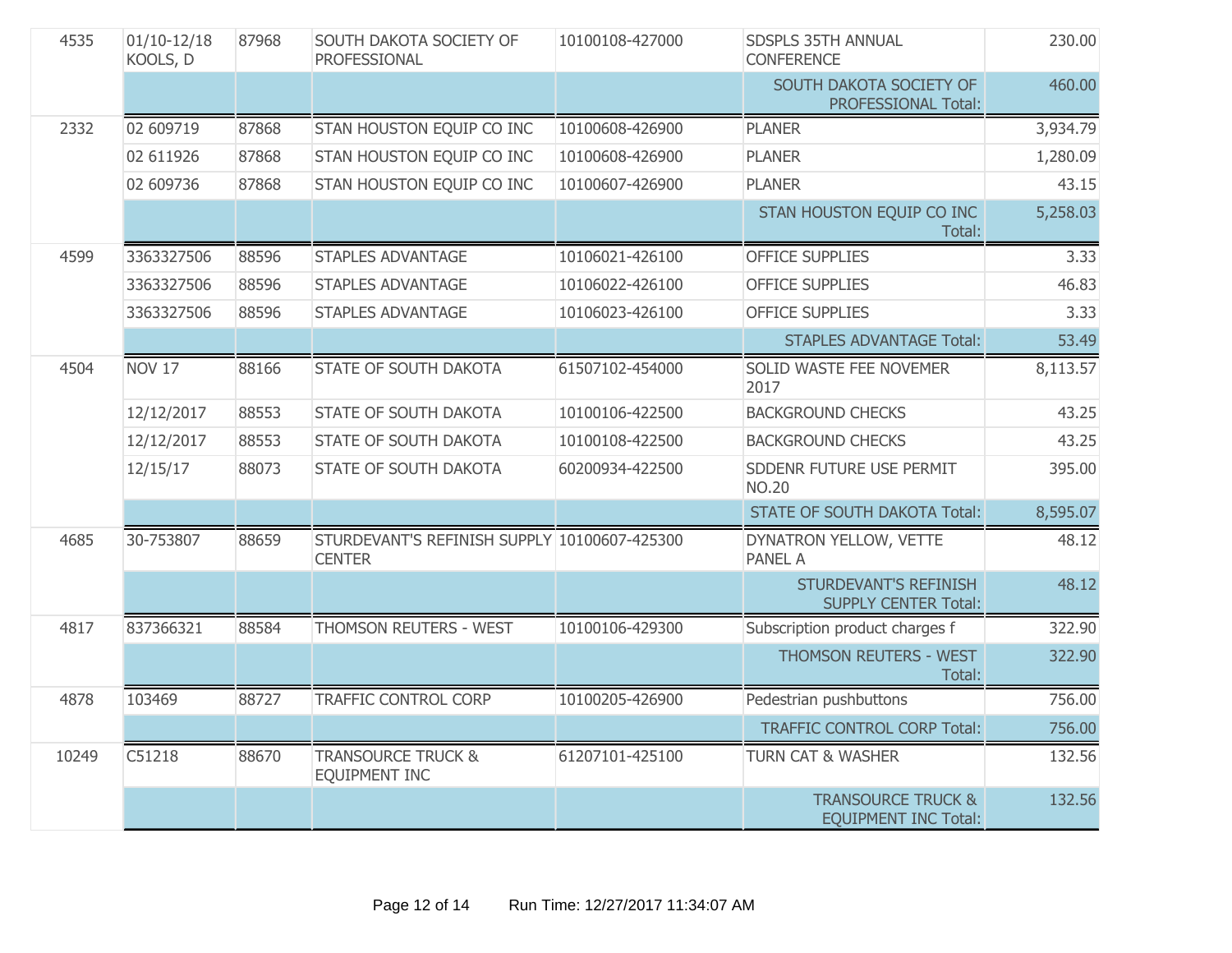| | | | | | | |
|---|---|---|---|---|---|---|
| 4535 | 01/10-12/18 KOOLS, D | 87968 | SOUTH DAKOTA SOCIETY OF PROFESSIONAL | 10100108-427000 | SDSPLS 35TH ANNUAL CONFERENCE | 230.00 |
| | | | | | SOUTH DAKOTA SOCIETY OF PROFESSIONAL Total: | 460.00 |
| 2332 | 02 609719 | 87868 | STAN HOUSTON EQUIP CO INC | 10100608-426900 | PLANER | 3,934.79 |
| | 02 611926 | 87868 | STAN HOUSTON EQUIP CO INC | 10100608-426900 | PLANER | 1,280.09 |
| | 02 609736 | 87868 | STAN HOUSTON EQUIP CO INC | 10100607-426900 | PLANER | 43.15 |
| | | | | | STAN HOUSTON EQUIP CO INC Total: | 5,258.03 |
| 4599 | 3363327506 | 88596 | STAPLES ADVANTAGE | 10106021-426100 | OFFICE SUPPLIES | 3.33 |
| | 3363327506 | 88596 | STAPLES ADVANTAGE | 10106022-426100 | OFFICE SUPPLIES | 46.83 |
| | 3363327506 | 88596 | STAPLES ADVANTAGE | 10106023-426100 | OFFICE SUPPLIES | 3.33 |
| | | | | | STAPLES ADVANTAGE Total: | 53.49 |
| 4504 | NOV 17 | 88166 | STATE OF SOUTH DAKOTA | 61507102-454000 | SOLID WASTE FEE NOVEMER 2017 | 8,113.57 |
| | 12/12/2017 | 88553 | STATE OF SOUTH DAKOTA | 10100106-422500 | BACKGROUND CHECKS | 43.25 |
| | 12/12/2017 | 88553 | STATE OF SOUTH DAKOTA | 10100108-422500 | BACKGROUND CHECKS | 43.25 |
| | 12/15/17 | 88073 | STATE OF SOUTH DAKOTA | 60200934-422500 | SDDENR FUTURE USE PERMIT NO.20 | 395.00 |
| | | | | | STATE OF SOUTH DAKOTA Total: | 8,595.07 |
| 4685 | 30-753807 | 88659 | STURDEVANT'S REFINISH SUPPLY CENTER | 10100607-425300 | DYNATRON YELLOW, VETTE PANEL A | 48.12 |
| | | | | | STURDEVANT'S REFINISH SUPPLY CENTER Total: | 48.12 |
| 4817 | 837366321 | 88584 | THOMSON REUTERS - WEST | 10100106-429300 | Subscription product charges f | 322.90 |
| | | | | | THOMSON REUTERS - WEST Total: | 322.90 |
| 4878 | 103469 | 88727 | TRAFFIC CONTROL CORP | 10100205-426900 | Pedestrian pushbuttons | 756.00 |
| | | | | | TRAFFIC CONTROL CORP Total: | 756.00 |
| 10249 | C51218 | 88670 | TRANSOURCE TRUCK & EQUIPMENT INC | 61207101-425100 | TURN CAT & WASHER | 132.56 |
| | | | | | TRANSOURCE TRUCK & EQUIPMENT INC Total: | 132.56 |

Run Time: 12/27/2017 11:34:07 AM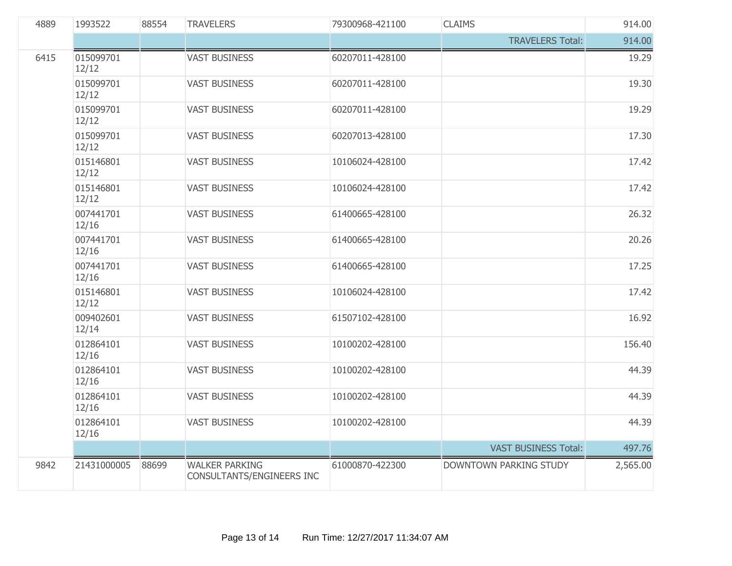| | | | | | | |
|---|---|---|---|---|---|---|
| 4889 | 1993522 | 88554 | TRAVELERS | 79300968-421100 | CLAIMS | 914.00 |
| | | | | | TRAVELERS Total: | 914.00 |
| 6415 | 015099701 12/12 | | VAST BUSINESS | 60207011-428100 | | 19.29 |
| | 015099701 12/12 | | VAST BUSINESS | 60207011-428100 | | 19.30 |
| | 015099701 12/12 | | VAST BUSINESS | 60207011-428100 | | 19.29 |
| | 015099701 12/12 | | VAST BUSINESS | 60207013-428100 | | 17.30 |
| | 015146801 12/12 | | VAST BUSINESS | 10106024-428100 | | 17.42 |
| | 015146801 12/12 | | VAST BUSINESS | 10106024-428100 | | 17.42 |
| | 007441701 12/16 | | VAST BUSINESS | 61400665-428100 | | 26.32 |
| | 007441701 12/16 | | VAST BUSINESS | 61400665-428100 | | 20.26 |
| | 007441701 12/16 | | VAST BUSINESS | 61400665-428100 | | 17.25 |
| | 015146801 12/12 | | VAST BUSINESS | 10106024-428100 | | 17.42 |
| | 009402601 12/14 | | VAST BUSINESS | 61507102-428100 | | 16.92 |
| | 012864101 12/16 | | VAST BUSINESS | 10100202-428100 | | 156.40 |
| | 012864101 12/16 | | VAST BUSINESS | 10100202-428100 | | 44.39 |
| | 012864101 12/16 | | VAST BUSINESS | 10100202-428100 | | 44.39 |
| | 012864101 12/16 | | VAST BUSINESS | 10100202-428100 | | 44.39 |
| | | | | | VAST BUSINESS Total: | 497.76 |
| 9842 | 21431000005 | 88699 | WALKER PARKING CONSULTANTS/ENGINEERS INC | 61000870-422300 | DOWNTOWN PARKING STUDY | 2,565.00 |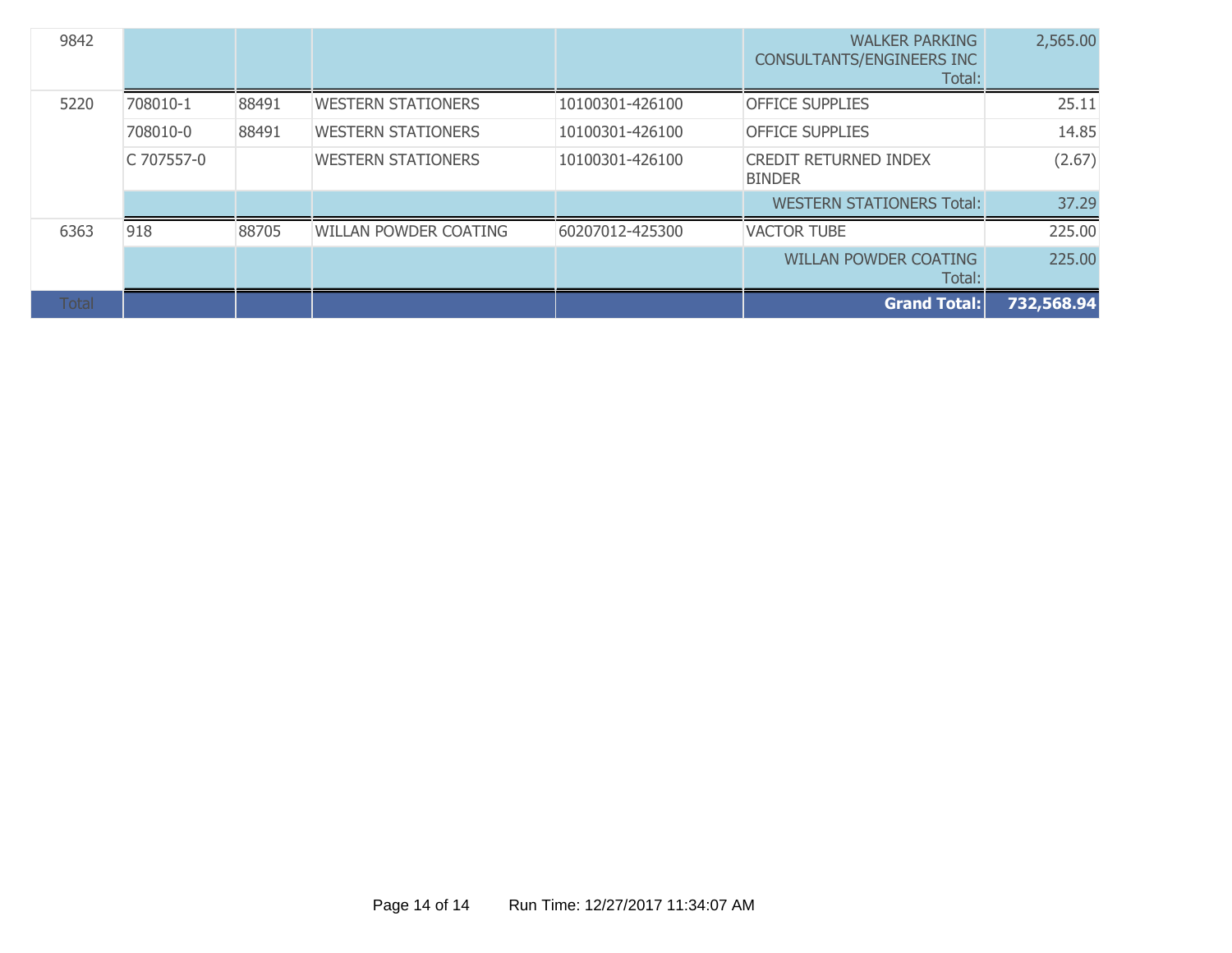| | | | | | | |
|---|---|---|---|---|---|---|
| 9842 | | | | | WALKER PARKING CONSULTANTS/ENGINEERS INC Total: | 2,565.00 |
| 5220 | 708010-1 | 88491 | WESTERN STATIONERS | 10100301-426100 | OFFICE SUPPLIES | 25.11 |
| | 708010-0 | 88491 | WESTERN STATIONERS | 10100301-426100 | OFFICE SUPPLIES | 14.85 |
| | C 707557-0 | | WESTERN STATIONERS | 10100301-426100 | CREDIT RETURNED INDEX BINDER | (2.67) |
| | | | | | WESTERN STATIONERS Total: | 37.29 |
| 6363 | 918 | 88705 | WILLAN POWDER COATING | 60207012-425300 | VACTOR TUBE | 225.00 |
| | | | | | WILLAN POWDER COATING Total: | 225.00 |
| Total | | | | | **Grand Total:** | **732,568.94** |

Run Time: 12/27/2017 11:34:07 AM